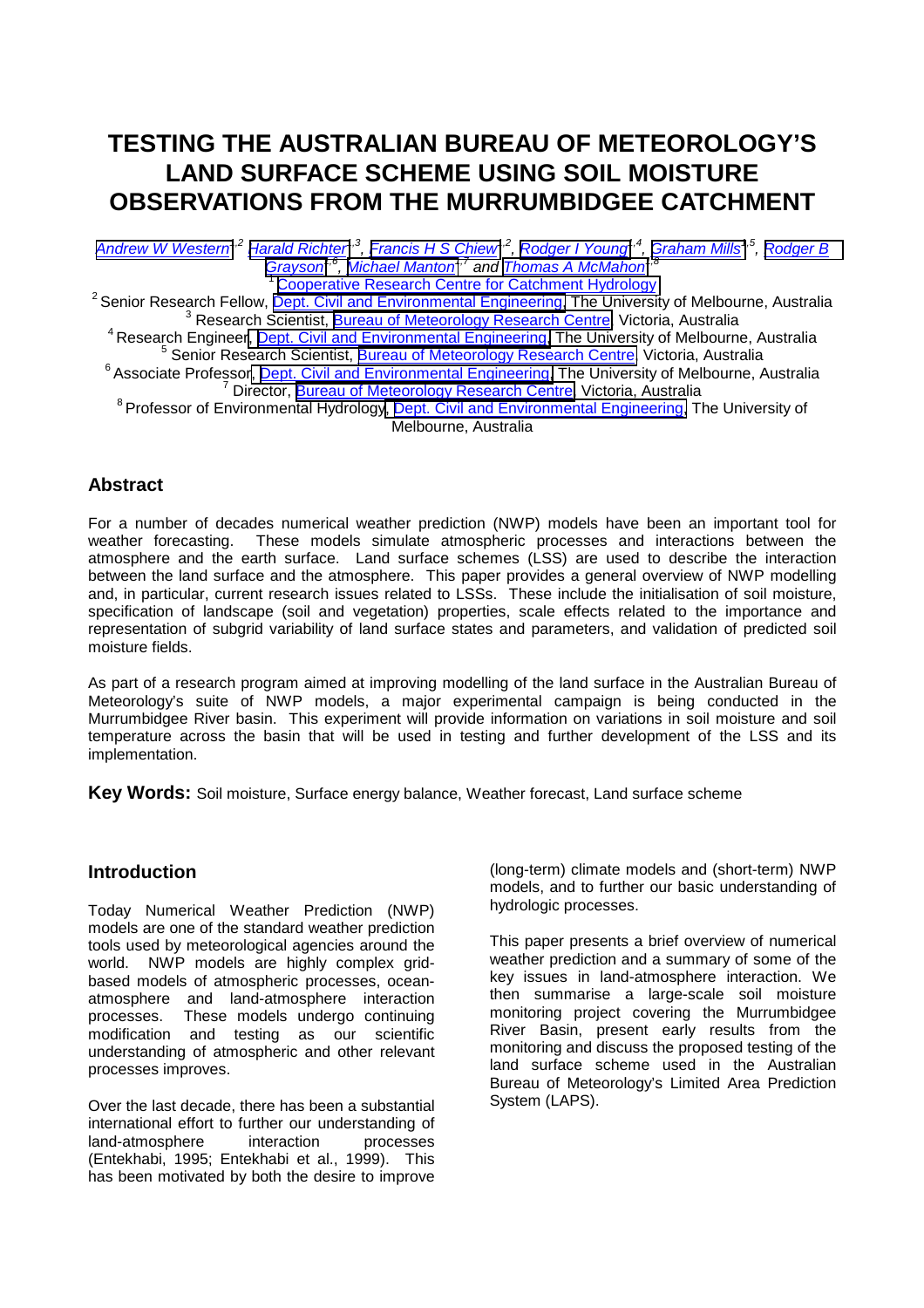# TESTING THE AUSTRALIAN BUREAU OF METEOROLOGY'S LAND SURFACE SCHEME USING SOIL MOISTURE OBSERVATIONS FROM THE MURRUMBIDGEE CATCHMENT

Andrew W Western[1,2], Harald Richter[1,3], Francis H S Chiew[1,2], Rodger I Young[1,4], Graham Mills[1,5], Rodger B Grayson[1,6], Michael Manton[1,7] and Thomas A McMahon[1,8]

[1] Cooperative Research Centre for Catchment Hydrology

[2] Senior Research Fellow, Dept. Civil and Environmental Engineering, The University of Melbourne, Australia

[3] Research Scientist, Bureau of Meteorology Research Centre, Victoria, Australia

[4] Research Engineer, Dept. Civil and Environmental Engineering, The University of Melbourne, Australia

[5] Senior Research Scientist, Bureau of Meteorology Research Centre, Victoria, Australia

[6] Associate Professor, Dept. Civil and Environmental Engineering, The University of Melbourne, Australia

[7] Director, Bureau of Meteorology Research Centre, Victoria, Australia

[8] Professor of Environmental Hydrology, Dept. Civil and Environmental Engineering, The University of Melbourne, Australia

## Abstract

For a number of decades numerical weather prediction (NWP) models have been an important tool for weather forecasting. These models simulate atmospheric processes and interactions between the atmosphere and the earth surface. Land surface schemes (LSS) are used to describe the interaction between the land surface and the atmosphere. This paper provides a general overview of NWP modelling and, in particular, current research issues related to LSSs. These include the initialisation of soil moisture, specification of landscape (soil and vegetation) properties, scale effects related to the importance and representation of subgrid variability of land surface states and parameters, and validation of predicted soil moisture fields.

As part of a research program aimed at improving modelling of the land surface in the Australian Bureau of Meteorology's suite of NWP models, a major experimental campaign is being conducted in the Murrumbidgee River basin. This experiment will provide information on variations in soil moisture and soil temperature across the basin that will be used in testing and further development of the LSS and its implementation.

**Key Words:** Soil moisture, Surface energy balance, Weather forecast, Land surface scheme

## Introduction

Today Numerical Weather Prediction (NWP) models are one of the standard weather prediction tools used by meteorological agencies around the world. NWP models are highly complex grid-based models of atmospheric processes, ocean-atmosphere and land-atmosphere interaction processes. These models undergo continuing modification and testing as our scientific understanding of atmospheric and other relevant processes improves.

Over the last decade, there has been a substantial international effort to further our understanding of land-atmosphere interaction processes (Entekhabi, 1995; Entekhabi et al., 1999). This has been motivated by both the desire to improve (long-term) climate models and (short-term) NWP models, and to further our basic understanding of hydrologic processes.

This paper presents a brief overview of numerical weather prediction and a summary of some of the key issues in land-atmosphere interaction. We then summarise a large-scale soil moisture monitoring project covering the Murrumbidgee River Basin, present early results from the monitoring and discuss the proposed testing of the land surface scheme used in the Australian Bureau of Meteorology's Limited Area Prediction System (LAPS).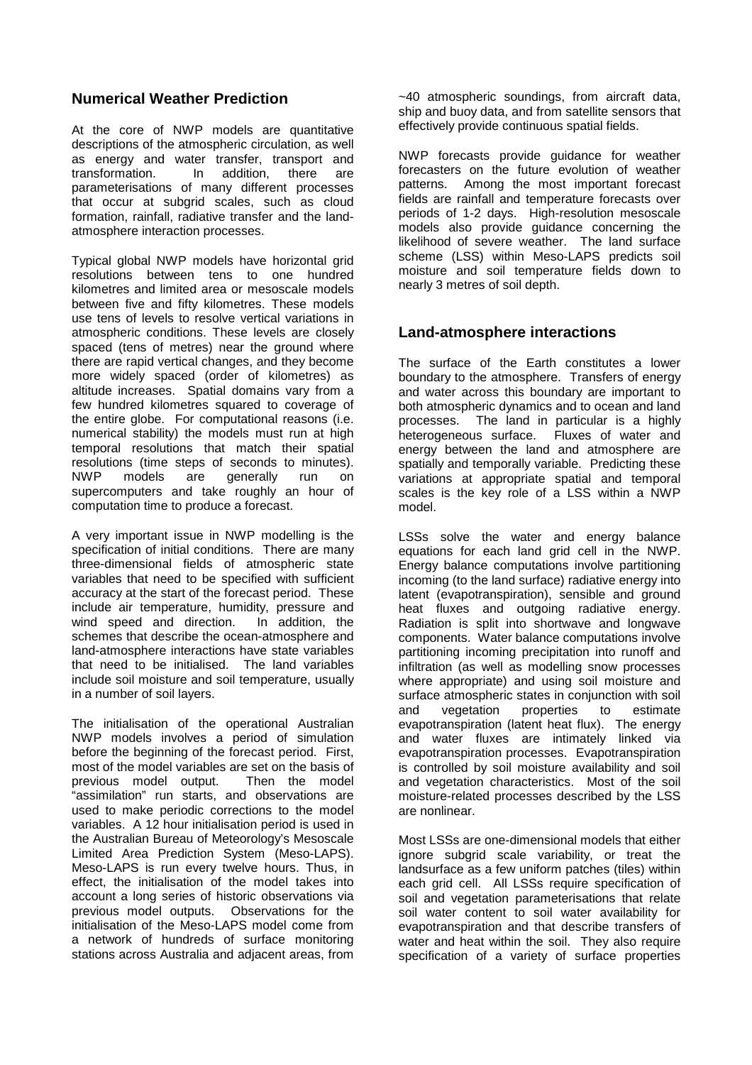## Numerical Weather Prediction

At the core of NWP models are quantitative descriptions of the atmospheric circulation, as well as energy and water transfer, transport and transformation. In addition, there are parameterisations of many different processes that occur at subgrid scales, such as cloud formation, rainfall, radiative transfer and the land-atmosphere interaction processes.

Typical global NWP models have horizontal grid resolutions between tens to one hundred kilometres and limited area or mesoscale models between five and fifty kilometres. These models use tens of levels to resolve vertical variations in atmospheric conditions. These levels are closely spaced (tens of metres) near the ground where there are rapid vertical changes, and they become more widely spaced (order of kilometres) as altitude increases. Spatial domains vary from a few hundred kilometres squared to coverage of the entire globe. For computational reasons (i.e. numerical stability) the models must run at high temporal resolutions that match their spatial resolutions (time steps of seconds to minutes). NWP models are generally run on supercomputers and take roughly an hour of computation time to produce a forecast.

A very important issue in NWP modelling is the specification of initial conditions. There are many three-dimensional fields of atmospheric state variables that need to be specified with sufficient accuracy at the start of the forecast period. These include air temperature, humidity, pressure and wind speed and direction. In addition, the schemes that describe the ocean-atmosphere and land-atmosphere interactions have state variables that need to be initialised. The land variables include soil moisture and soil temperature, usually in a number of soil layers.

The initialisation of the operational Australian NWP models involves a period of simulation before the beginning of the forecast period. First, most of the model variables are set on the basis of previous model output. Then the model "assimilation" run starts, and observations are used to make periodic corrections to the model variables. A 12 hour initialisation period is used in the Australian Bureau of Meteorology's Mesoscale Limited Area Prediction System (Meso-LAPS). Meso-LAPS is run every twelve hours. Thus, in effect, the initialisation of the model takes into account a long series of historic observations via previous model outputs. Observations for the initialisation of the Meso-LAPS model come from a network of hundreds of surface monitoring stations across Australia and adjacent areas, from ~40 atmospheric soundings, from aircraft data, ship and buoy data, and from satellite sensors that effectively provide continuous spatial fields.

NWP forecasts provide guidance for weather forecasters on the future evolution of weather patterns. Among the most important forecast fields are rainfall and temperature forecasts over periods of 1-2 days. High-resolution mesoscale models also provide guidance concerning the likelihood of severe weather. The land surface scheme (LSS) within Meso-LAPS predicts soil moisture and soil temperature fields down to nearly 3 metres of soil depth.

## Land-atmosphere interactions

The surface of the Earth constitutes a lower boundary to the atmosphere. Transfers of energy and water across this boundary are important to both atmospheric dynamics and to ocean and land processes. The land in particular is a highly heterogeneous surface. Fluxes of water and energy between the land and atmosphere are spatially and temporally variable. Predicting these variations at appropriate spatial and temporal scales is the key role of a LSS within a NWP model.

LSSs solve the water and energy balance equations for each land grid cell in the NWP. Energy balance computations involve partitioning incoming (to the land surface) radiative energy into latent (evapotranspiration), sensible and ground heat fluxes and outgoing radiative energy. Radiation is split into shortwave and longwave components. Water balance computations involve partitioning incoming precipitation into runoff and infiltration (as well as modelling snow processes where appropriate) and using soil moisture and surface atmospheric states in conjunction with soil and vegetation properties to estimate evapotranspiration (latent heat flux). The energy and water fluxes are intimately linked via evapotranspiration processes. Evapotranspiration is controlled by soil moisture availability and soil and vegetation characteristics. Most of the soil moisture-related processes described by the LSS are nonlinear.

Most LSSs are one-dimensional models that either ignore subgrid scale variability, or treat the landsurface as a few uniform patches (tiles) within each grid cell. All LSSs require specification of soil and vegetation parameterisations that relate soil water content to soil water availability for evapotranspiration and that describe transfers of water and heat within the soil. They also require specification of a variety of surface properties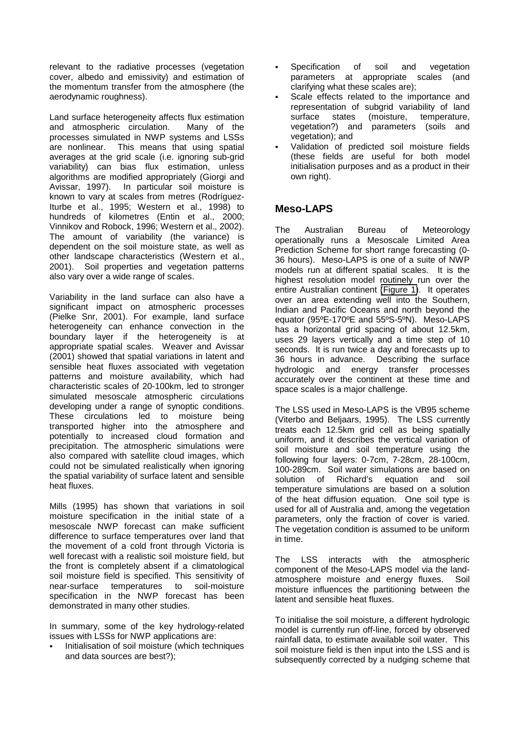relevant to the radiative processes (vegetation cover, albedo and emissivity) and estimation of the momentum transfer from the atmosphere (the aerodynamic roughness).

Land surface heterogeneity affects flux estimation and atmospheric circulation. Many of the processes simulated in NWP systems and LSSs are nonlinear. This means that using spatial averages at the grid scale (i.e. ignoring sub-grid variability) can bias flux estimation, unless algorithms are modified appropriately (Giorgi and Avissar, 1997). In particular soil moisture is known to vary at scales from metres (Rodríguez-Iturbe et al., 1995; Western et al., 1998) to hundreds of kilometres (Entin et al., 2000; Vinnikov and Robock, 1996; Western et al., 2002). The amount of variability (the variance) is dependent on the soil moisture state, as well as other landscape characteristics (Western et al., 2001). Soil properties and vegetation patterns also vary over a wide range of scales.

Variability in the land surface can also have a significant impact on atmospheric processes (Pielke Snr, 2001). For example, land surface heterogeneity can enhance convection in the boundary layer if the heterogeneity is at appropriate spatial scales. Weaver and Avissar (2001) showed that spatial variations in latent and sensible heat fluxes associated with vegetation patterns and moisture availability, which had characteristic scales of 20-100km, led to stronger simulated mesoscale atmospheric circulations developing under a range of synoptic conditions. These circulations led to moisture being transported higher into the atmosphere and potentially to increased cloud formation and precipitation. The atmospheric simulations were also compared with satellite cloud images, which could not be simulated realistically when ignoring the spatial variability of surface latent and sensible heat fluxes.

Mills (1995) has shown that variations in soil moisture specification in the initial state of a mesoscale NWP forecast can make sufficient difference to surface temperatures over land that the movement of a cold front through Victoria is well forecast with a realistic soil moisture field, but the front is completely absent if a climatological soil moisture field is specified. This sensitivity of near-surface temperatures to soil-moisture specification in the NWP forecast has been demonstrated in many other studies.

In summary, some of the key hydrology-related issues with LSSs for NWP applications are:

- Initialisation of soil moisture (which techniques and data sources are best?);
- Specification of soil and vegetation parameters at appropriate scales (and clarifying what these scales are);
- Scale effects related to the importance and representation of subgrid variability of land surface states (moisture, temperature, vegetation?) and parameters (soils and vegetation); and
- Validation of predicted soil moisture fields (these fields are useful for both model initialisation purposes and as a product in their own right).

## Meso-LAPS

The Australian Bureau of Meteorology operationally runs a Mesoscale Limited Area Prediction Scheme for short range forecasting (0-36 hours). Meso-LAPS is one of a suite of NWP models run at different spatial scales. It is the highest resolution model routinely run over the entire Australian continent (Figure 1). It operates over an area extending well into the Southern, Indian and Pacific Oceans and north beyond the equator (95ºE-170ºE and 55ºS-5ºN). Meso-LAPS has a horizontal grid spacing of about 12.5km, uses 29 layers vertically and a time step of 10 seconds. It is run twice a day and forecasts up to 36 hours in advance. Describing the surface hydrologic and energy transfer processes accurately over the continent at these time and space scales is a major challenge.

The LSS used in Meso-LAPS is the VB95 scheme (Viterbo and Beljaars, 1995). The LSS currently treats each 12.5km grid cell as being spatially uniform, and it describes the vertical variation of soil moisture and soil temperature using the following four layers: 0-7cm, 7-28cm, 28-100cm, 100-289cm. Soil water simulations are based on solution of Richard's equation and soil temperature simulations are based on a solution of the heat diffusion equation. One soil type is used for all of Australia and, among the vegetation parameters, only the fraction of cover is varied. The vegetation condition is assumed to be uniform in time.

The LSS interacts with the atmospheric component of the Meso-LAPS model via the land-atmosphere moisture and energy fluxes. Soil moisture influences the partitioning between the latent and sensible heat fluxes.

To initialise the soil moisture, a different hydrologic model is currently run off-line, forced by observed rainfall data, to estimate available soil water. This soil moisture field is then input into the LSS and is subsequently corrected by a nudging scheme that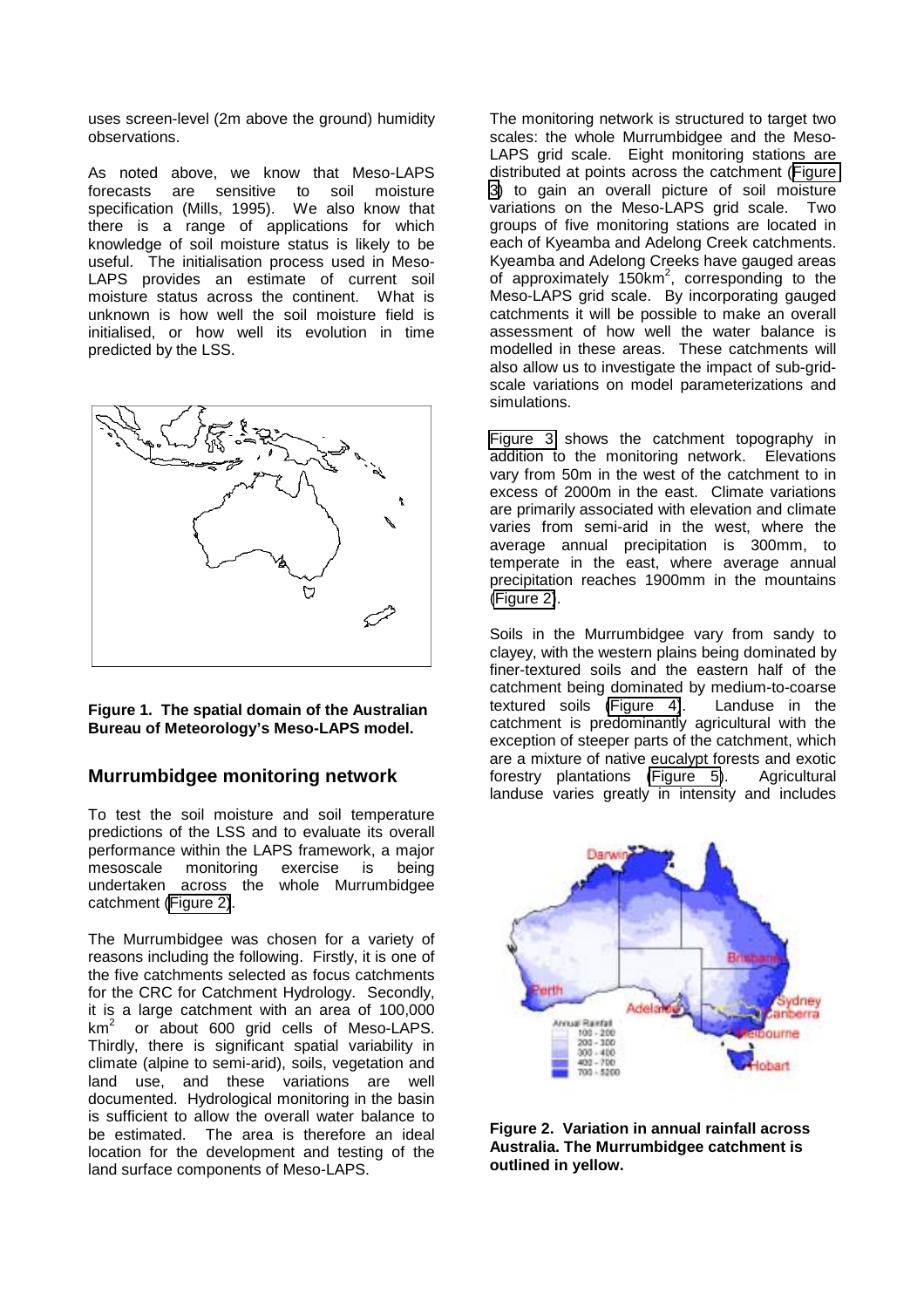uses screen-level (2m above the ground) humidity observations.

As noted above, we know that Meso-LAPS forecasts are sensitive to soil moisture specification (Mills, 1995). We also know that there is a range of applications for which knowledge of soil moisture status is likely to be useful. The initialisation process used in Meso-LAPS provides an estimate of current soil moisture status across the continent. What is unknown is how well the soil moisture field is initialised, or how well its evolution in time predicted by the LSS.

**Figure 1. The spatial domain of the Australian Bureau of Meteorology's Meso-LAPS model.**

## Murrumbidgee monitoring network

To test the soil moisture and soil temperature predictions of the LSS and to evaluate its overall performance within the LAPS framework, a major mesoscale monitoring exercise is being undertaken across the whole Murrumbidgee catchment (Figure 2).

The Murrumbidgee was chosen for a variety of reasons including the following. Firstly, it is one of the five catchments selected as focus catchments for the CRC for Catchment Hydrology. Secondly, it is a large catchment with an area of 100,000 $km^2$ or about 600 grid cells of Meso-LAPS. Thirdly, there is significant spatial variability in climate (alpine to semi-arid), soils, vegetation and land use, and these variations are well documented. Hydrological monitoring in the basin is sufficient to allow the overall water balance to be estimated. The area is therefore an ideal location for the development and testing of the land surface components of Meso-LAPS.

The monitoring network is structured to target two scales: the whole Murrumbidgee and the Meso-LAPS grid scale. Eight monitoring stations are distributed at points across the catchment (Figure 3) to gain an overall picture of soil moisture variations on the Meso-LAPS grid scale. Two groups of five monitoring stations are located in each of Kyeamba and Adelong Creek catchments. Kyeamba and Adelong Creeks have gauged areas of approximately 150$km^2$, corresponding to the Meso-LAPS grid scale. By incorporating gauged catchments it will be possible to make an overall assessment of how well the water balance is modelled in these areas. These catchments will also allow us to investigate the impact of sub-grid-scale variations on model parameterizations and simulations.

Figure 3 shows the catchment topography in addition to the monitoring network. Elevations vary from 50m in the west of the catchment to in excess of 2000m in the east. Climate variations are primarily associated with elevation and climate varies from semi-arid in the west, where the average annual precipitation is 300mm, to temperate in the east, where average annual precipitation reaches 1900mm in the mountains (Figure 2).

Soils in the Murrumbidgee vary from sandy to clayey, with the western plains being dominated by finer-textured soils and the eastern half of the catchment being dominated by medium-to-coarse textured soils (Figure 4). Landuse in the catchment is predominantly agricultural with the exception of steeper parts of the catchment, which are a mixture of native eucalypt forests and exotic forestry plantations (Figure 5). Agricultural landuse varies greatly in intensity and includes

**Figure 2. Variation in annual rainfall across Australia. The Murrumbidgee catchment is outlined in yellow.**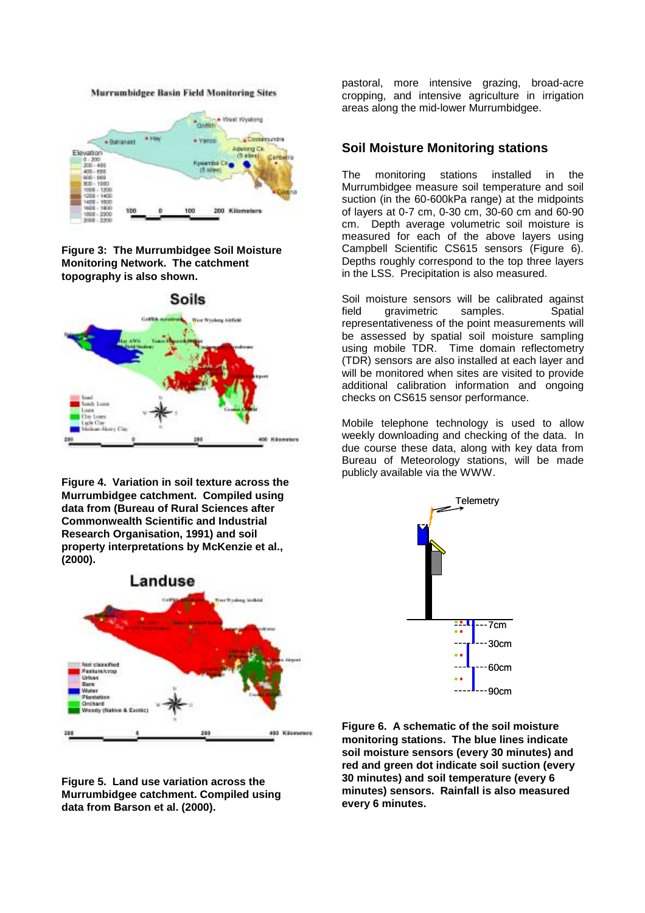**Figure 3: The Murrumbidgee Soil Moisture Monitoring Network. The catchment topography is also shown.**

**Figure 4. Variation in soil texture across the Murrumbidgee catchment. Compiled using data from (Bureau of Rural Sciences after Commonwealth Scientific and Industrial Research Organisation, 1991) and soil property interpretations by McKenzie et al., (2000).**

**Figure 5. Land use variation across the Murrumbidgee catchment. Compiled using data from Barson et al. (2000).**

pastoral, more intensive grazing, broad-acre cropping, and intensive agriculture in irrigation areas along the mid-lower Murrumbidgee.

## Soil Moisture Monitoring stations

The monitoring stations installed in the Murrumbidgee measure soil temperature and soil suction (in the 60-600kPa range) at the midpoints of layers at 0-7 cm, 0-30 cm, 30-60 cm and 60-90 cm. Depth average volumetric soil moisture is measured for each of the above layers using Campbell Scientific CS615 sensors (Figure 6). Depths roughly correspond to the top three layers in the LSS. Precipitation is also measured.

Soil moisture sensors will be calibrated against field gravimetric samples. Spatial representativeness of the point measurements will be assessed by spatial soil moisture sampling using mobile TDR. Time domain reflectometry (TDR) sensors are also installed at each layer and will be monitored when sites are visited to provide additional calibration information and ongoing checks on CS615 sensor performance.

Mobile telephone technology is used to allow weekly downloading and checking of the data. In due course these data, along with key data from Bureau of Meteorology stations, will be made publicly available via the WWW.

**Figure 6. A schematic of the soil moisture monitoring stations. The blue lines indicate soil moisture sensors (every 30 minutes) and red and green dot indicate soil suction (every 30 minutes) and soil temperature (every 6 minutes) sensors. Rainfall is also measured every 6 minutes.**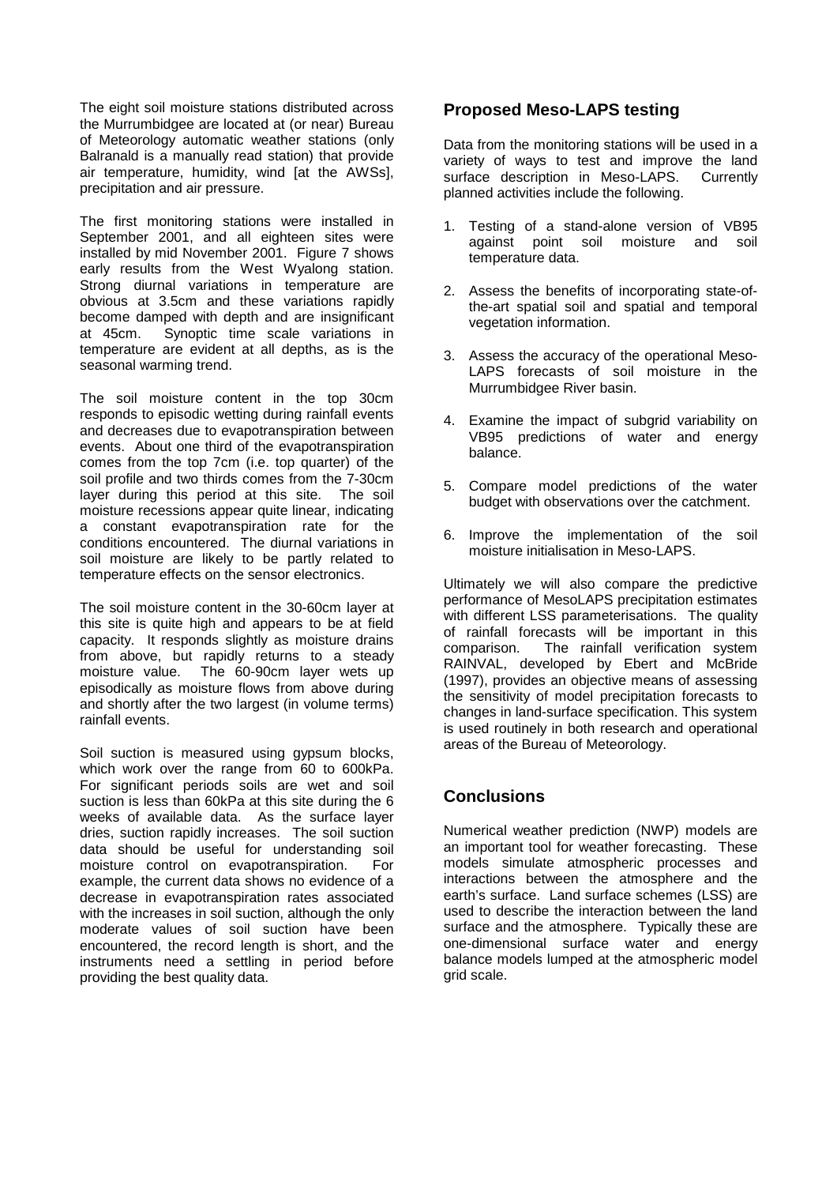The eight soil moisture stations distributed across the Murrumbidgee are located at (or near) Bureau of Meteorology automatic weather stations (only Balranald is a manually read station) that provide air temperature, humidity, wind [at the AWSs], precipitation and air pressure.

The first monitoring stations were installed in September 2001, and all eighteen sites were installed by mid November 2001. Figure 7 shows early results from the West Wyalong station. Strong diurnal variations in temperature are obvious at 3.5cm and these variations rapidly become damped with depth and are insignificant at 45cm. Synoptic time scale variations in temperature are evident at all depths, as is the seasonal warming trend.

The soil moisture content in the top 30cm responds to episodic wetting during rainfall events and decreases due to evapotranspiration between events. About one third of the evapotranspiration comes from the top 7cm (i.e. top quarter) of the soil profile and two thirds comes from the 7-30cm layer during this period at this site. The soil moisture recessions appear quite linear, indicating a constant evapotranspiration rate for the conditions encountered. The diurnal variations in soil moisture are likely to be partly related to temperature effects on the sensor electronics.

The soil moisture content in the 30-60cm layer at this site is quite high and appears to be at field capacity. It responds slightly as moisture drains from above, but rapidly returns to a steady moisture value. The 60-90cm layer wets up episodically as moisture flows from above during and shortly after the two largest (in volume terms) rainfall events.

Soil suction is measured using gypsum blocks, which work over the range from 60 to 600kPa. For significant periods soils are wet and soil suction is less than 60kPa at this site during the 6 weeks of available data. As the surface layer dries, suction rapidly increases. The soil suction data should be useful for understanding soil moisture control on evapotranspiration. For example, the current data shows no evidence of a decrease in evapotranspiration rates associated with the increases in soil suction, although the only moderate values of soil suction have been encountered, the record length is short, and the instruments need a settling in period before providing the best quality data.

## Proposed Meso-LAPS testing

Data from the monitoring stations will be used in a variety of ways to test and improve the land surface description in Meso-LAPS. Currently planned activities include the following.

1. Testing of a stand-alone version of VB95 against point soil moisture and soil temperature data.
2. Assess the benefits of incorporating state-of-the-art spatial soil and spatial and temporal vegetation information.
3. Assess the accuracy of the operational Meso-LAPS forecasts of soil moisture in the Murrumbidgee River basin.
4. Examine the impact of subgrid variability on VB95 predictions of water and energy balance.
5. Compare model predictions of the water budget with observations over the catchment.
6. Improve the implementation of the soil moisture initialisation in Meso-LAPS.

Ultimately we will also compare the predictive performance of MesoLAPS precipitation estimates with different LSS parameterisations. The quality of rainfall forecasts will be important in this comparison. The rainfall verification system RAINVAL, developed by Ebert and McBride (1997), provides an objective means of assessing the sensitivity of model precipitation forecasts to changes in land-surface specification. This system is used routinely in both research and operational areas of the Bureau of Meteorology.

## Conclusions

Numerical weather prediction (NWP) models are an important tool for weather forecasting. These models simulate atmospheric processes and interactions between the atmosphere and the earth's surface. Land surface schemes (LSS) are used to describe the interaction between the land surface and the atmosphere. Typically these are one-dimensional surface water and energy balance models lumped at the atmospheric model grid scale.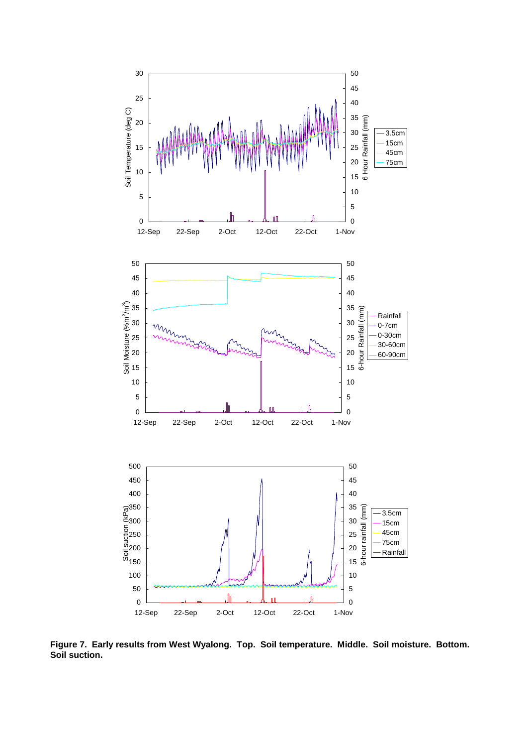**Figure 7. Early results from West Wyalong. Top. Soil temperature. Middle. Soil moisture. Bottom. Soil suction.**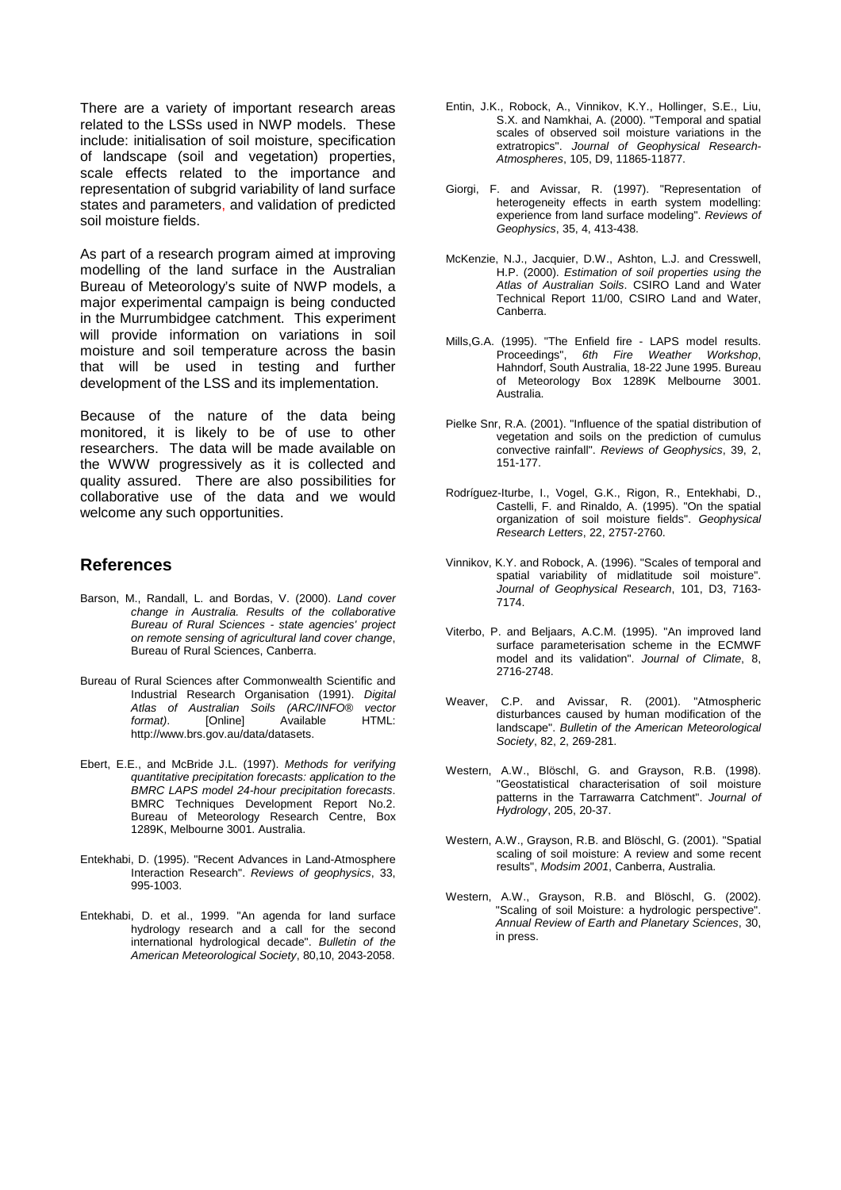There are a variety of important research areas related to the LSSs used in NWP models. These include: initialisation of soil moisture, specification of landscape (soil and vegetation) properties, scale effects related to the importance and representation of subgrid variability of land surface states and parameters, and validation of predicted soil moisture fields.

As part of a research program aimed at improving modelling of the land surface in the Australian Bureau of Meteorology's suite of NWP models, a major experimental campaign is being conducted in the Murrumbidgee catchment. This experiment will provide information on variations in soil moisture and soil temperature across the basin that will be used in testing and further development of the LSS and its implementation.

Because of the nature of the data being monitored, it is likely to be of use to other researchers. The data will be made available on the WWW progressively as it is collected and quality assured. There are also possibilities for collaborative use of the data and we would welcome any such opportunities.

## References

Barson, M., Randall, L. and Bordas, V. (2000). *Land cover change in Australia. Results of the collaborative Bureau of Rural Sciences - state agencies' project on remote sensing of agricultural land cover change*, Bureau of Rural Sciences, Canberra.

Bureau of Rural Sciences after Commonwealth Scientific and Industrial Research Organisation (1991). *Digital Atlas of Australian Soils (ARC/INFO® vector format)*. [Online] Available HTML: http://www.brs.gov.au/data/datasets.

Ebert, E.E., and McBride J.L. (1997). *Methods for verifying quantitative precipitation forecasts: application to the BMRC LAPS model 24-hour precipitation forecasts*. BMRC Techniques Development Report No.2. Bureau of Meteorology Research Centre, Box 1289K, Melbourne 3001. Australia.

Entekhabi, D. (1995). "Recent Advances in Land-Atmosphere Interaction Research". *Reviews of geophysics*, 33, 995-1003.

Entekhabi, D. et al., 1999. "An agenda for land surface hydrology research and a call for the second international hydrological decade". *Bulletin of the American Meteorological Society*, 80,10, 2043-2058.

Entin, J.K., Robock, A., Vinnikov, K.Y., Hollinger, S.E., Liu, S.X. and Namkhai, A. (2000). "Temporal and spatial scales of observed soil moisture variations in the extratropics". *Journal of Geophysical Research-Atmospheres*, 105, D9, 11865-11877.

Giorgi, F. and Avissar, R. (1997). "Representation of heterogeneity effects in earth system modelling: experience from land surface modeling". *Reviews of Geophysics*, 35, 4, 413-438.

McKenzie, N.J., Jacquier, D.W., Ashton, L.J. and Cresswell, H.P. (2000). *Estimation of soil properties using the Atlas of Australian Soils*. CSIRO Land and Water Technical Report 11/00, CSIRO Land and Water, Canberra.

Mills,G.A. (1995). "The Enfield fire - LAPS model results. Proceedings", *6th Fire Weather Workshop*, Hahndorf, South Australia, 18-22 June 1995. Bureau of Meteorology Box 1289K Melbourne 3001. Australia.

Pielke Snr, R.A. (2001). "Influence of the spatial distribution of vegetation and soils on the prediction of cumulus convective rainfall". *Reviews of Geophysics*, 39, 2, 151-177.

Rodríguez-Iturbe, I., Vogel, G.K., Rigon, R., Entekhabi, D., Castelli, F. and Rinaldo, A. (1995). "On the spatial organization of soil moisture fields". *Geophysical Research Letters*, 22, 2757-2760.

Vinnikov, K.Y. and Robock, A. (1996). "Scales of temporal and spatial variability of midlatitude soil moisture". *Journal of Geophysical Research*, 101, D3, 7163-7174.

Viterbo, P. and Beljaars, A.C.M. (1995). "An improved land surface parameterisation scheme in the ECMWF model and its validation". *Journal of Climate*, 8, 2716-2748.

Weaver, C.P. and Avissar, R. (2001). "Atmospheric disturbances caused by human modification of the landscape". *Bulletin of the American Meteorological Society*, 82, 2, 269-281.

Western, A.W., Blöschl, G. and Grayson, R.B. (1998). "Geostatistical characterisation of soil moisture patterns in the Tarrawarra Catchment". *Journal of Hydrology*, 205, 20-37.

Western, A.W., Grayson, R.B. and Blöschl, G. (2001). "Spatial scaling of soil moisture: A review and some recent results", *Modsim 2001*, Canberra, Australia.

Western, A.W., Grayson, R.B. and Blöschl, G. (2002). "Scaling of soil Moisture: a hydrologic perspective". *Annual Review of Earth and Planetary Sciences*, 30, in press.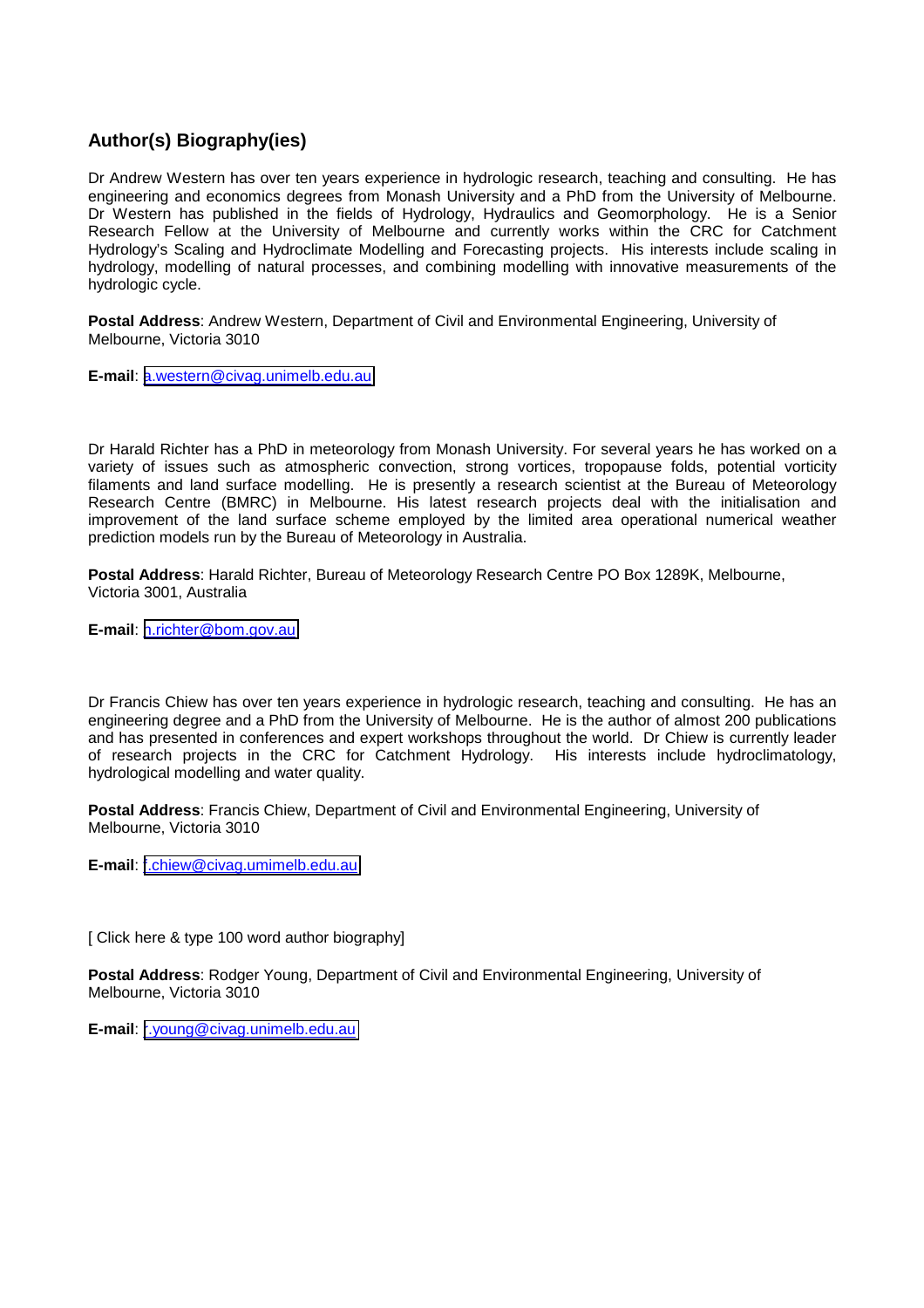## Author(s) Biography(ies)

Dr Andrew Western has over ten years experience in hydrologic research, teaching and consulting. He has engineering and economics degrees from Monash University and a PhD from the University of Melbourne. Dr Western has published in the fields of Hydrology, Hydraulics and Geomorphology. He is a Senior Research Fellow at the University of Melbourne and currently works within the CRC for Catchment Hydrology's Scaling and Hydroclimate Modelling and Forecasting projects. His interests include scaling in hydrology, modelling of natural processes, and combining modelling with innovative measurements of the hydrologic cycle.

**Postal Address**: Andrew Western, Department of Civil and Environmental Engineering, University of Melbourne, Victoria 3010

**E-mail**: a.western@civag.unimelb.edu.au

Dr Harald Richter has a PhD in meteorology from Monash University. For several years he has worked on a variety of issues such as atmospheric convection, strong vortices, tropopause folds, potential vorticity filaments and land surface modelling. He is presently a research scientist at the Bureau of Meteorology Research Centre (BMRC) in Melbourne. His latest research projects deal with the initialisation and improvement of the land surface scheme employed by the limited area operational numerical weather prediction models run by the Bureau of Meteorology in Australia.

**Postal Address**: Harald Richter, Bureau of Meteorology Research Centre PO Box 1289K, Melbourne, Victoria 3001, Australia

**E-mail**: h.richter@bom.gov.au

Dr Francis Chiew has over ten years experience in hydrologic research, teaching and consulting. He has an engineering degree and a PhD from the University of Melbourne. He is the author of almost 200 publications and has presented in conferences and expert workshops throughout the world. Dr Chiew is currently leader of research projects in the CRC for Catchment Hydrology. His interests include hydroclimatology, hydrological modelling and water quality.

**Postal Address**: Francis Chiew, Department of Civil and Environmental Engineering, University of Melbourne, Victoria 3010

**E-mail**: f.chiew@civag.umimelb.edu.au

[ Click here & type 100 word author biography]

**Postal Address**: Rodger Young, Department of Civil and Environmental Engineering, University of Melbourne, Victoria 3010

**E-mail**: r.young@civag.unimelb.edu.au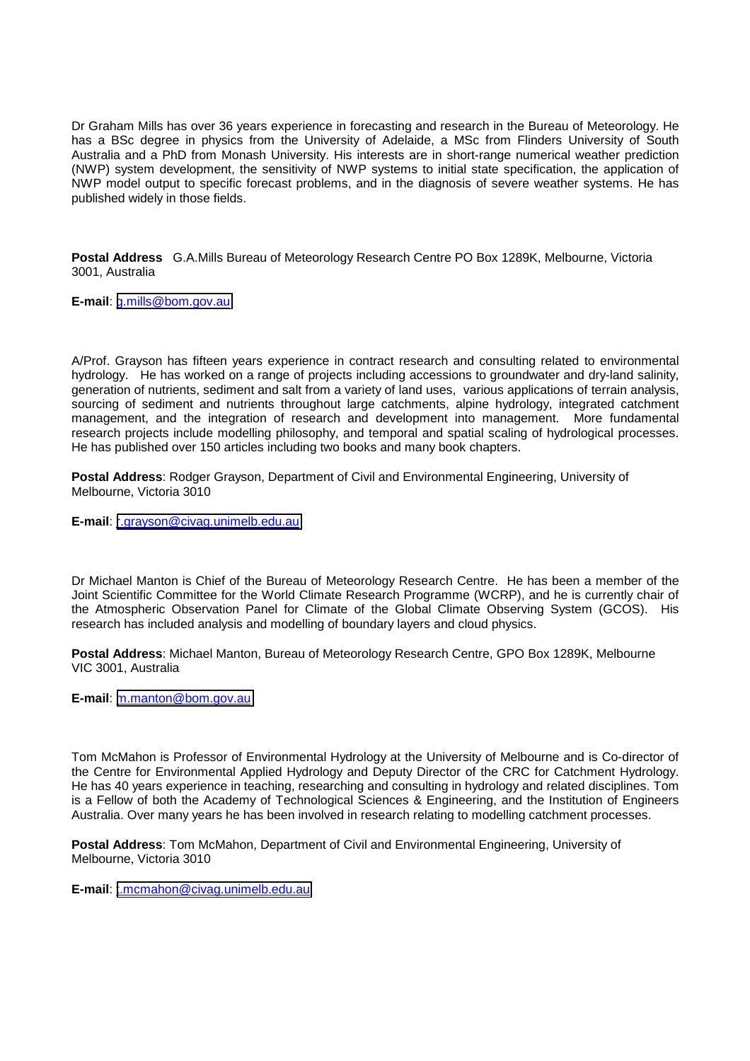Dr Graham Mills has over 36 years experience in forecasting and research in the Bureau of Meteorology. He has a BSc degree in physics from the University of Adelaide, a MSc from Flinders University of South Australia and a PhD from Monash University. His interests are in short-range numerical weather prediction (NWP) system development, the sensitivity of NWP systems to initial state specification, the application of NWP model output to specific forecast problems, and in the diagnosis of severe weather systems. He has published widely in those fields.

**Postal Address** G.A.Mills Bureau of Meteorology Research Centre PO Box 1289K, Melbourne, Victoria 3001, Australia

**E-mail**: g.mills@bom.gov.au

A/Prof. Grayson has fifteen years experience in contract research and consulting related to environmental hydrology. He has worked on a range of projects including accessions to groundwater and dry-land salinity, generation of nutrients, sediment and salt from a variety of land uses, various applications of terrain analysis, sourcing of sediment and nutrients throughout large catchments, alpine hydrology, integrated catchment management, and the integration of research and development into management. More fundamental research projects include modelling philosophy, and temporal and spatial scaling of hydrological processes. He has published over 150 articles including two books and many book chapters.

**Postal Address**: Rodger Grayson, Department of Civil and Environmental Engineering, University of Melbourne, Victoria 3010

**E-mail**: r.grayson@civag.unimelb.edu.au

Dr Michael Manton is Chief of the Bureau of Meteorology Research Centre. He has been a member of the Joint Scientific Committee for the World Climate Research Programme (WCRP), and he is currently chair of the Atmospheric Observation Panel for Climate of the Global Climate Observing System (GCOS). His research has included analysis and modelling of boundary layers and cloud physics.

**Postal Address**: Michael Manton, Bureau of Meteorology Research Centre, GPO Box 1289K, Melbourne VIC 3001, Australia

**E-mail**: m.manton@bom.gov.au

Tom McMahon is Professor of Environmental Hydrology at the University of Melbourne and is Co-director of the Centre for Environmental Applied Hydrology and Deputy Director of the CRC for Catchment Hydrology. He has 40 years experience in teaching, researching and consulting in hydrology and related disciplines. Tom is a Fellow of both the Academy of Technological Sciences & Engineering, and the Institution of Engineers Australia. Over many years he has been involved in research relating to modelling catchment processes.

**Postal Address**: Tom McMahon, Department of Civil and Environmental Engineering, University of Melbourne, Victoria 3010

**E-mail**: t.mcmahon@civag.unimelb.edu.au